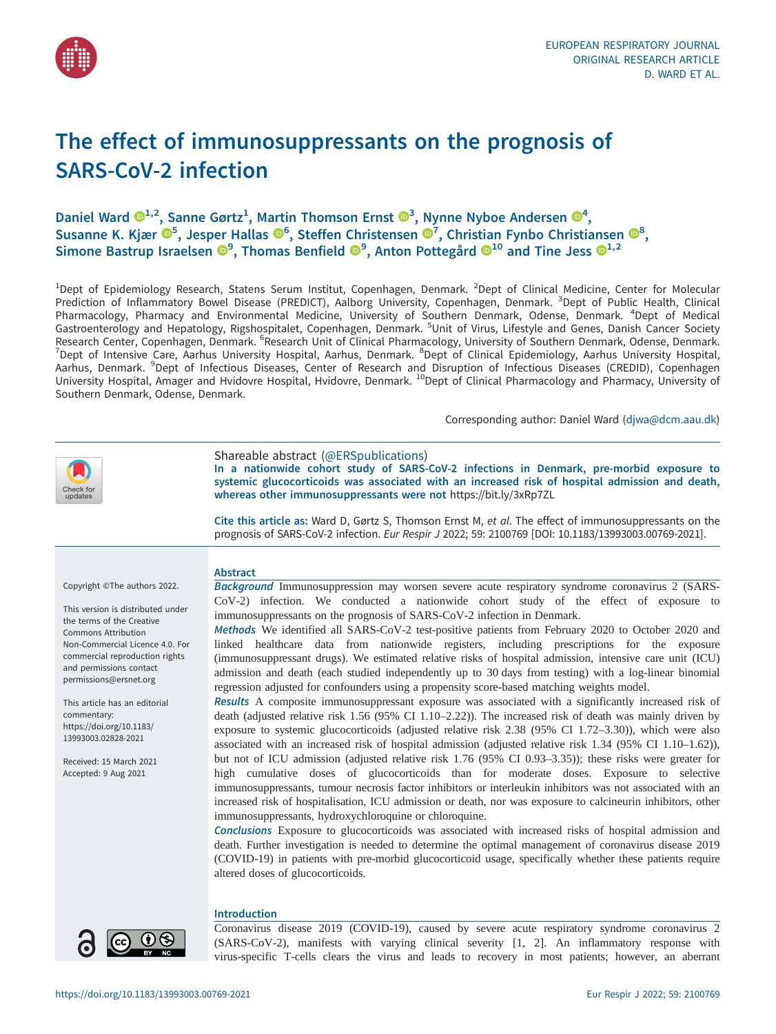# The effect of immunosuppressants on the prognosis of SARS-CoV-2 infection

Daniel Ward[1,2], Sanne Gørtz[1], Martin Thomson Ernst[3], Nynne Nyboe Andersen[4], Susanne K. Kjær[5], Jesper Hallas[6], Steffen Christensen[7], Christian Fynbo Christiansen[8], Simone Bastrup Israelsen[9], Thomas Benfield[9], Anton Pottegård[10] and Tine Jess[1,2]

[1]Dept of Epidemiology Research, Statens Serum Institut, Copenhagen, Denmark. [2]Dept of Clinical Medicine, Center for Molecular Prediction of Inflammatory Bowel Disease (PREDICT), Aalborg University, Copenhagen, Denmark. [3]Dept of Public Health, Clinical Pharmacology, Pharmacy and Environmental Medicine, University of Southern Denmark, Odense, Denmark. [4]Dept of Medical Gastroenterology and Hepatology, Rigshospitalet, Copenhagen, Denmark. [5]Unit of Virus, Lifestyle and Genes, Danish Cancer Society Research Center, Copenhagen, Denmark. [6]Research Unit of Clinical Pharmacology, University of Southern Denmark, Odense, Denmark. [7]Dept of Intensive Care, Aarhus University Hospital, Aarhus, Denmark. [8]Dept of Clinical Epidemiology, Aarhus University Hospital, Aarhus, Denmark. [9]Dept of Infectious Diseases, Center of Research and Disruption of Infectious Diseases (CREDID), Copenhagen University Hospital, Amager and Hvidovre Hospital, Hvidovre, Denmark. [10]Dept of Clinical Pharmacology and Pharmacy, University of Southern Denmark, Odense, Denmark.

Corresponding author: Daniel Ward (djwa@dcm.aau.dk)

Shareable abstract (@ERSpublications)
**In a nationwide cohort study of SARS-CoV-2 infections in Denmark, pre-morbid exposure to systemic glucocorticoids was associated with an increased risk of hospital admission and death, whereas other immunosuppressants were not** https://bit.ly/3xRp7ZL

**Cite this article as:** Ward D, Gørtz S, Thomson Ernst M, *et al.* The effect of immunosuppressants on the prognosis of SARS-CoV-2 infection. *Eur Respir J* 2022; 59: 2100769 [DOI: 10.1183/13993003.00769-2021].

Copyright ©The authors 2022.

This version is distributed under the terms of the Creative Commons Attribution Non-Commercial Licence 4.0. For commercial reproduction rights and permissions contact permissions@ersnet.org

This article has an editorial commentary: https://doi.org/10.1183/13993003.02828-2021

Received: 15 March 2021
Accepted: 9 Aug 2021

## Abstract

***Background*** Immunosuppression may worsen severe acute respiratory syndrome coronavirus 2 (SARS-CoV-2) infection. We conducted a nationwide cohort study of the effect of exposure to immunosuppressants on the prognosis of SARS-CoV-2 infection in Denmark.

***Methods*** We identified all SARS-CoV-2 test-positive patients from February 2020 to October 2020 and linked healthcare data from nationwide registers, including prescriptions for the exposure (immunosuppressant drugs). We estimated relative risks of hospital admission, intensive care unit (ICU) admission and death (each studied independently up to 30 days from testing) with a log-linear binomial regression adjusted for confounders using a propensity score-based matching weights model.

***Results*** A composite immunosuppressant exposure was associated with a significantly increased risk of death (adjusted relative risk 1.56 (95% CI 1.10–2.22)). The increased risk of death was mainly driven by exposure to systemic glucocorticoids (adjusted relative risk 2.38 (95% CI 1.72–3.30)), which were also associated with an increased risk of hospital admission (adjusted relative risk 1.34 (95% CI 1.10–1.62)), but not of ICU admission (adjusted relative risk 1.76 (95% CI 0.93–3.35)); these risks were greater for high cumulative doses of glucocorticoids than for moderate doses. Exposure to selective immunosuppressants, tumour necrosis factor inhibitors or interleukin inhibitors was not associated with an increased risk of hospitalisation, ICU admission or death, nor was exposure to calcineurin inhibitors, other immunosuppressants, hydroxychloroquine or chloroquine.

***Conclusions*** Exposure to glucocorticoids was associated with increased risks of hospital admission and death. Further investigation is needed to determine the optimal management of coronavirus disease 2019 (COVID-19) in patients with pre-morbid glucocorticoid usage, specifically whether these patients require altered doses of glucocorticoids.

## Introduction

Coronavirus disease 2019 (COVID-19), caused by severe acute respiratory syndrome coronavirus 2 (SARS-CoV-2), manifests with varying clinical severity [1, 2]. An inflammatory response with virus-specific T-cells clears the virus and leads to recovery in most patients; however, an aberrant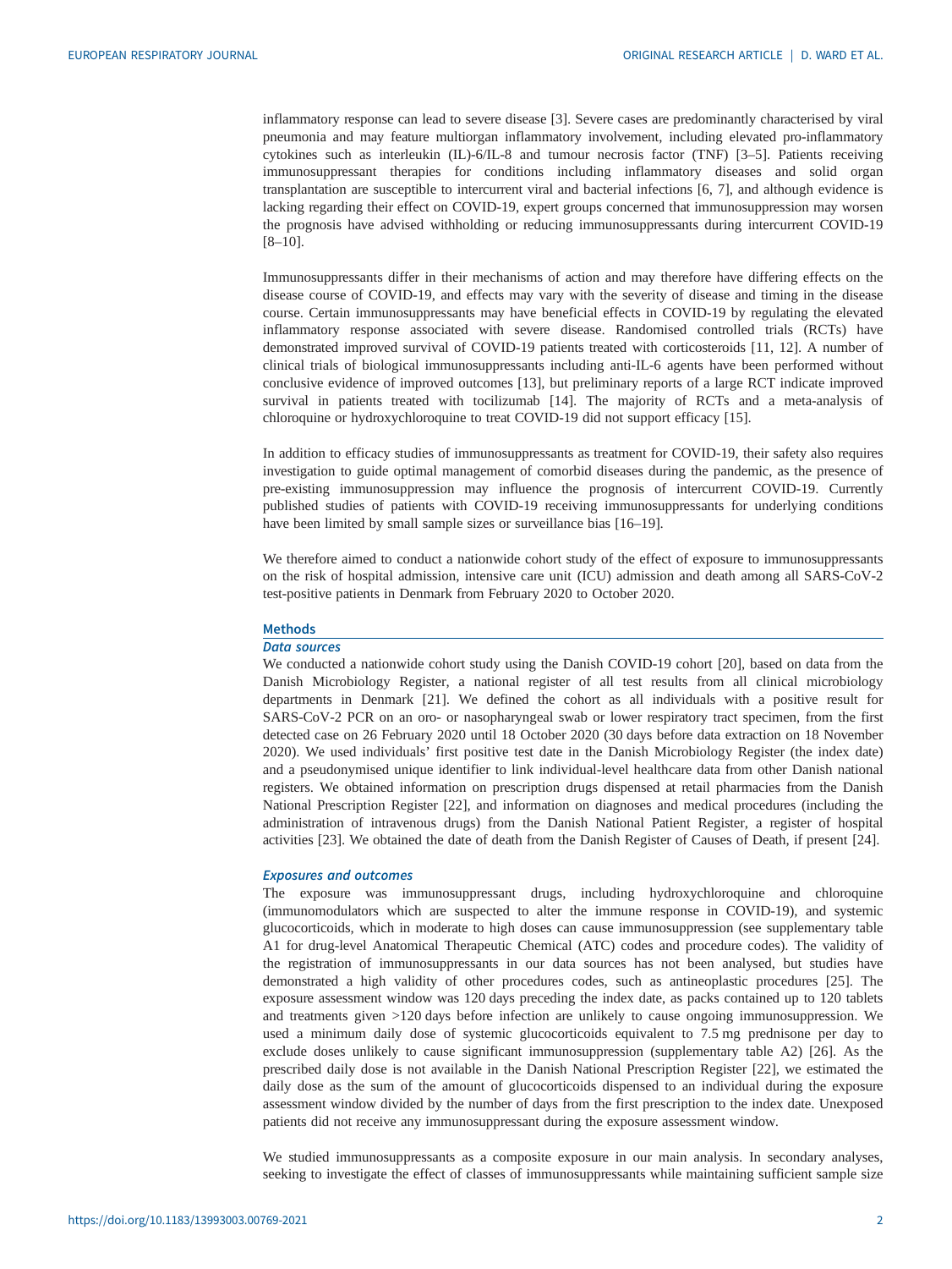inflammatory response can lead to severe disease [3]. Severe cases are predominantly characterised by viral pneumonia and may feature multiorgan inflammatory involvement, including elevated pro-inflammatory cytokines such as interleukin (IL)-6/IL-8 and tumour necrosis factor (TNF) [3–5]. Patients receiving immunosuppressant therapies for conditions including inflammatory diseases and solid organ transplantation are susceptible to intercurrent viral and bacterial infections [6, 7], and although evidence is lacking regarding their effect on COVID-19, expert groups concerned that immunosuppression may worsen the prognosis have advised withholding or reducing immunosuppressants during intercurrent COVID-19 [8–10].

Immunosuppressants differ in their mechanisms of action and may therefore have differing effects on the disease course of COVID-19, and effects may vary with the severity of disease and timing in the disease course. Certain immunosuppressants may have beneficial effects in COVID-19 by regulating the elevated inflammatory response associated with severe disease. Randomised controlled trials (RCTs) have demonstrated improved survival of COVID-19 patients treated with corticosteroids [11, 12]. A number of clinical trials of biological immunosuppressants including anti-IL-6 agents have been performed without conclusive evidence of improved outcomes [13], but preliminary reports of a large RCT indicate improved survival in patients treated with tocilizumab [14]. The majority of RCTs and a meta-analysis of chloroquine or hydroxychloroquine to treat COVID-19 did not support efficacy [15].

In addition to efficacy studies of immunosuppressants as treatment for COVID-19, their safety also requires investigation to guide optimal management of comorbid diseases during the pandemic, as the presence of pre-existing immunosuppression may influence the prognosis of intercurrent COVID-19. Currently published studies of patients with COVID-19 receiving immunosuppressants for underlying conditions have been limited by small sample sizes or surveillance bias [16–19].

We therefore aimed to conduct a nationwide cohort study of the effect of exposure to immunosuppressants on the risk of hospital admission, intensive care unit (ICU) admission and death among all SARS-CoV-2 test-positive patients in Denmark from February 2020 to October 2020.

## Methods

### *Data sources*

We conducted a nationwide cohort study using the Danish COVID-19 cohort [20], based on data from the Danish Microbiology Register, a national register of all test results from all clinical microbiology departments in Denmark [21]. We defined the cohort as all individuals with a positive result for SARS-CoV-2 PCR on an oro- or nasopharyngeal swab or lower respiratory tract specimen, from the first detected case on 26 February 2020 until 18 October 2020 (30 days before data extraction on 18 November 2020). We used individuals' first positive test date in the Danish Microbiology Register (the index date) and a pseudonymised unique identifier to link individual-level healthcare data from other Danish national registers. We obtained information on prescription drugs dispensed at retail pharmacies from the Danish National Prescription Register [22], and information on diagnoses and medical procedures (including the administration of intravenous drugs) from the Danish National Patient Register, a register of hospital activities [23]. We obtained the date of death from the Danish Register of Causes of Death, if present [24].

### *Exposures and outcomes*

The exposure was immunosuppressant drugs, including hydroxychloroquine and chloroquine (immunomodulators which are suspected to alter the immune response in COVID-19), and systemic glucocorticoids, which in moderate to high doses can cause immunosuppression (see supplementary table A1 for drug-level Anatomical Therapeutic Chemical (ATC) codes and procedure codes). The validity of the registration of immunosuppressants in our data sources has not been analysed, but studies have demonstrated a high validity of other procedures codes, such as antineoplastic procedures [25]. The exposure assessment window was 120 days preceding the index date, as packs contained up to 120 tablets and treatments given >120 days before infection are unlikely to cause ongoing immunosuppression. We used a minimum daily dose of systemic glucocorticoids equivalent to 7.5 mg prednisone per day to exclude doses unlikely to cause significant immunosuppression (supplementary table A2) [26]. As the prescribed daily dose is not available in the Danish National Prescription Register [22], we estimated the daily dose as the sum of the amount of glucocorticoids dispensed to an individual during the exposure assessment window divided by the number of days from the first prescription to the index date. Unexposed patients did not receive any immunosuppressant during the exposure assessment window.

We studied immunosuppressants as a composite exposure in our main analysis. In secondary analyses, seeking to investigate the effect of classes of immunosuppressants while maintaining sufficient sample size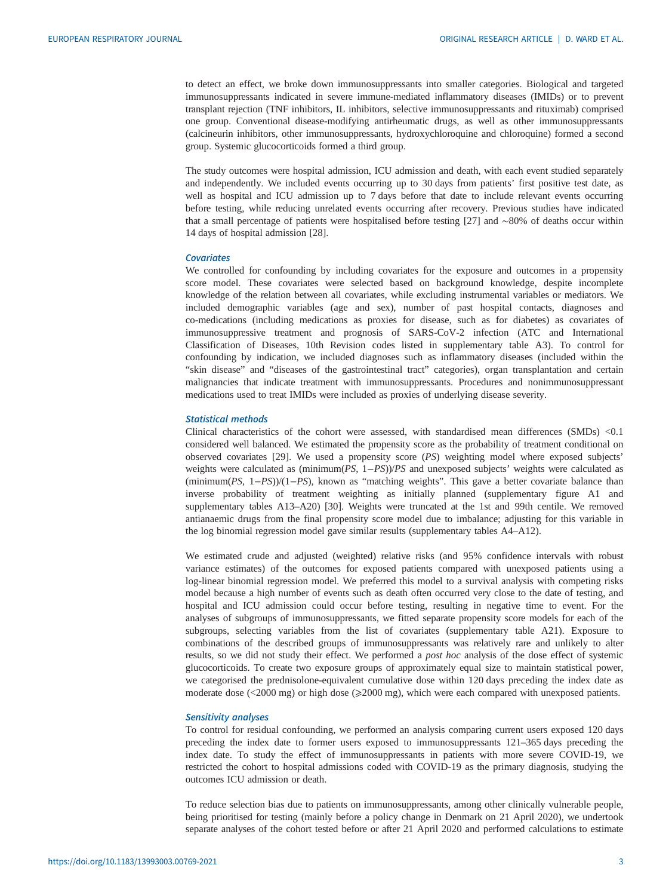to detect an effect, we broke down immunosuppressants into smaller categories. Biological and targeted immunosuppressants indicated in severe immune-mediated inflammatory diseases (IMIDs) or to prevent transplant rejection (TNF inhibitors, IL inhibitors, selective immunosuppressants and rituximab) comprised one group. Conventional disease-modifying antirheumatic drugs, as well as other immunosuppressants (calcineurin inhibitors, other immunosuppressants, hydroxychloroquine and chloroquine) formed a second group. Systemic glucocorticoids formed a third group.

The study outcomes were hospital admission, ICU admission and death, with each event studied separately and independently. We included events occurring up to 30 days from patients' first positive test date, as well as hospital and ICU admission up to 7 days before that date to include relevant events occurring before testing, while reducing unrelated events occurring after recovery. Previous studies have indicated that a small percentage of patients were hospitalised before testing [27] and ∼80% of deaths occur within 14 days of hospital admission [28].

### Covariates

We controlled for confounding by including covariates for the exposure and outcomes in a propensity score model. These covariates were selected based on background knowledge, despite incomplete knowledge of the relation between all covariates, while excluding instrumental variables or mediators. We included demographic variables (age and sex), number of past hospital contacts, diagnoses and co-medications (including medications as proxies for disease, such as for diabetes) as covariates of immunosuppressive treatment and prognosis of SARS-CoV-2 infection (ATC and International Classification of Diseases, 10th Revision codes listed in supplementary table A3). To control for confounding by indication, we included diagnoses such as inflammatory diseases (included within the "skin disease" and "diseases of the gastrointestinal tract" categories), organ transplantation and certain malignancies that indicate treatment with immunosuppressants. Procedures and nonimmunosuppressant medications used to treat IMIDs were included as proxies of underlying disease severity.

### Statistical methods

Clinical characteristics of the cohort were assessed, with standardised mean differences (SMDs) <0.1 considered well balanced. We estimated the propensity score as the probability of treatment conditional on observed covariates [29]. We used a propensity score (*PS*) weighting model where exposed subjects' weights were calculated as (minimum($PS$, $1-PS$))/$PS$ and unexposed subjects' weights were calculated as (minimum($PS$, $1-PS$))/($1-PS$), known as "matching weights". This gave a better covariate balance than inverse probability of treatment weighting as initially planned (supplementary figure A1 and supplementary tables A13–A20) [30]. Weights were truncated at the 1st and 99th centile. We removed antianaemic drugs from the final propensity score model due to imbalance; adjusting for this variable in the log binomial regression model gave similar results (supplementary tables A4–A12).

We estimated crude and adjusted (weighted) relative risks (and 95% confidence intervals with robust variance estimates) of the outcomes for exposed patients compared with unexposed patients using a log-linear binomial regression model. We preferred this model to a survival analysis with competing risks model because a high number of events such as death often occurred very close to the date of testing, and hospital and ICU admission could occur before testing, resulting in negative time to event. For the analyses of subgroups of immunosuppressants, we fitted separate propensity score models for each of the subgroups, selecting variables from the list of covariates (supplementary table A21). Exposure to combinations of the described groups of immunosuppressants was relatively rare and unlikely to alter results, so we did not study their effect. We performed a *post hoc* analysis of the dose effect of systemic glucocorticoids. To create two exposure groups of approximately equal size to maintain statistical power, we categorised the prednisolone-equivalent cumulative dose within 120 days preceding the index date as moderate dose (<2000 mg) or high dose (⩾2000 mg), which were each compared with unexposed patients.

### Sensitivity analyses

To control for residual confounding, we performed an analysis comparing current users exposed 120 days preceding the index date to former users exposed to immunosuppressants 121–365 days preceding the index date. To study the effect of immunosuppressants in patients with more severe COVID-19, we restricted the cohort to hospital admissions coded with COVID-19 as the primary diagnosis, studying the outcomes ICU admission or death.

To reduce selection bias due to patients on immunosuppressants, among other clinically vulnerable people, being prioritised for testing (mainly before a policy change in Denmark on 21 April 2020), we undertook separate analyses of the cohort tested before or after 21 April 2020 and performed calculations to estimate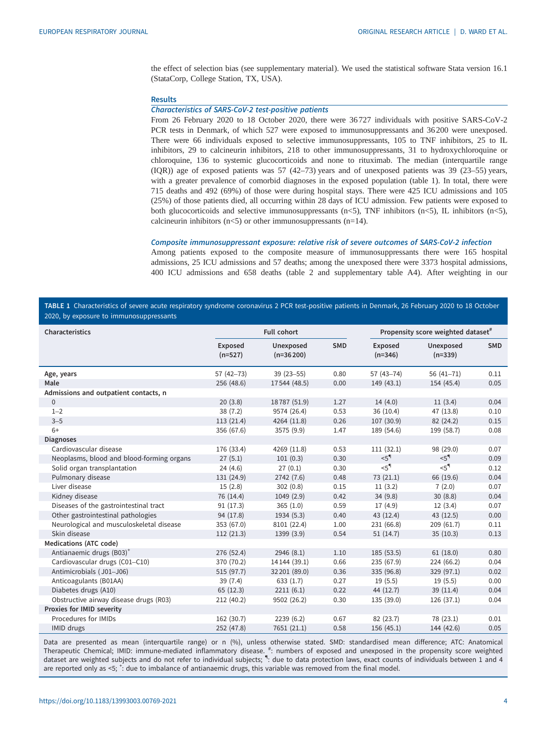the effect of selection bias (see supplementary material). We used the statistical software Stata version 16.1 (StataCorp, College Station, TX, USA).

## Results

### Characteristics of SARS-CoV-2 test-positive patients

From 26 February 2020 to 18 October 2020, there were 36 727 individuals with positive SARS-CoV-2 PCR tests in Denmark, of which 527 were exposed to immunosuppressants and 36 200 were unexposed. There were 66 individuals exposed to selective immunosuppressants, 105 to TNF inhibitors, 25 to IL inhibitors, 29 to calcineurin inhibitors, 218 to other immunosuppressants, 31 to hydroxychloroquine or chloroquine, 136 to systemic glucocorticoids and none to rituximab. The median (interquartile range (IQR)) age of exposed patients was 57 (42–73) years and of unexposed patients was 39 (23–55) years, with a greater prevalence of comorbid diagnoses in the exposed population (table 1). In total, there were 715 deaths and 492 (69%) of those were during hospital stays. There were 425 ICU admissions and 105 (25%) of those patients died, all occurring within 28 days of ICU admission. Few patients were exposed to both glucocorticoids and selective immunosuppressants (n<5), TNF inhibitors (n<5), IL inhibitors (n<5), calcineurin inhibitors (n<5) or other immunosuppressants (n=14).

### Composite immunosuppressant exposure: relative risk of severe outcomes of SARS-CoV-2 infection

Among patients exposed to the composite measure of immunosuppressants there were 165 hospital admissions, 25 ICU admissions and 57 deaths; among the unexposed there were 3373 hospital admissions, 400 ICU admissions and 658 deaths (table 2 and supplementary table A4). After weighting in our

**TABLE 1** Characteristics of severe acute respiratory syndrome coronavirus 2 PCR test-positive patients in Denmark, 26 February 2020 to 18 October 2020, by exposure to immunosuppressants

| Characteristics | Full cohort | | | Propensity score weighted dataset[#] | | |
|---|---|---|---|---|---|---|
| | Exposed (n=527) | Unexposed (n=36 200) | SMD | Exposed (n=346) | Unexposed (n=339) | SMD |
| **Age, years** | 57 (42–73) | 39 (23–55) | 0.80 | 57 (43–74) | 56 (41–71) | 0.11 |
| **Male** | 256 (48.6) | 17 544 (48.5) | 0.00 | 149 (43.1) | 154 (45.4) | 0.05 |
| **Admissions and outpatient contacts, n** | | | | | | |
| 0 | 20 (3.8) | 18 787 (51.9) | 1.27 | 14 (4.0) | 11 (3.4) | 0.04 |
| 1–2 | 38 (7.2) | 9574 (26.4) | 0.53 | 36 (10.4) | 47 (13.8) | 0.10 |
| 3–5 | 113 (21.4) | 4264 (11.8) | 0.26 | 107 (30.9) | 82 (24.2) | 0.15 |
| 6+ | 356 (67.6) | 3575 (9.9) | 1.47 | 189 (54.6) | 199 (58.7) | 0.08 |
| **Diagnoses** | | | | | | |
| Cardiovascular disease | 176 (33.4) | 4269 (11.8) | 0.53 | 111 (32.1) | 98 (29.0) | 0.07 |
| Neoplasms, blood and blood-forming organs | 27 (5.1) | 101 (0.3) | 0.30 | <5[¶] | <5[¶] | 0.09 |
| Solid organ transplantation | 24 (4.6) | 27 (0.1) | 0.30 | <5[¶] | <5[¶] | 0.12 |
| Pulmonary disease | 131 (24.9) | 2742 (7.6) | 0.48 | 73 (21.1) | 66 (19.6) | 0.04 |
| Liver disease | 15 (2.8) | 302 (0.8) | 0.15 | 11 (3.2) | 7 (2.0) | 0.07 |
| Kidney disease | 76 (14.4) | 1049 (2.9) | 0.42 | 34 (9.8) | 30 (8.8) | 0.04 |
| Diseases of the gastrointestinal tract | 91 (17.3) | 365 (1.0) | 0.59 | 17 (4.9) | 12 (3.4) | 0.07 |
| Other gastrointestinal pathologies | 94 (17.8) | 1934 (5.3) | 0.40 | 43 (12.4) | 43 (12.5) | 0.00 |
| Neurological and musculoskeletal disease | 353 (67.0) | 8101 (22.4) | 1.00 | 231 (66.8) | 209 (61.7) | 0.11 |
| Skin disease | 112 (21.3) | 1399 (3.9) | 0.54 | 51 (14.7) | 35 (10.3) | 0.13 |
| **Medications (ATC code)** | | | | | | |
| Antianaemic drugs (B03)[+] | 276 (52.4) | 2946 (8.1) | 1.10 | 185 (53.5) | 61 (18.0) | 0.80 |
| Cardiovascular drugs (C01–C10) | 370 (70.2) | 14 144 (39.1) | 0.66 | 235 (67.9) | 224 (66.2) | 0.04 |
| Antimicrobials ( J01–J06) | 515 (97.7) | 32 201 (89.0) | 0.36 | 335 (96.8) | 329 (97.1) | 0.02 |
| Anticoagulants (B01AA) | 39 (7.4) | 633 (1.7) | 0.27 | 19 (5.5) | 19 (5.5) | 0.00 |
| Diabetes drugs (A10) | 65 (12.3) | 2211 (6.1) | 0.22 | 44 (12.7) | 39 (11.4) | 0.04 |
| Obstructive airway disease drugs (R03) | 212 (40.2) | 9502 (26.2) | 0.30 | 135 (39.0) | 126 (37.1) | 0.04 |
| **Proxies for IMID severity** | | | | | | |
| Procedures for IMIDs | 162 (30.7) | 2239 (6.2) | 0.67 | 82 (23.7) | 78 (23.1) | 0.01 |
| IMID drugs | 252 (47.8) | 7651 (21.1) | 0.58 | 156 (45.1) | 144 (42.6) | 0.05 |

Data are presented as mean (interquartile range) or n (%), unless otherwise stated. SMD: standardised mean difference; ATC: Anatomical Therapeutic Chemical; IMID: immune-mediated inflammatory disease. #: numbers of exposed and unexposed in the propensity score weighted dataset are weighted subjects and do not refer to individual subjects; ¶: due to data protection laws, exact counts of individuals between 1 and 4 are reported only as <5; +: due to imbalance of antianaemic drugs, this variable was removed from the final model.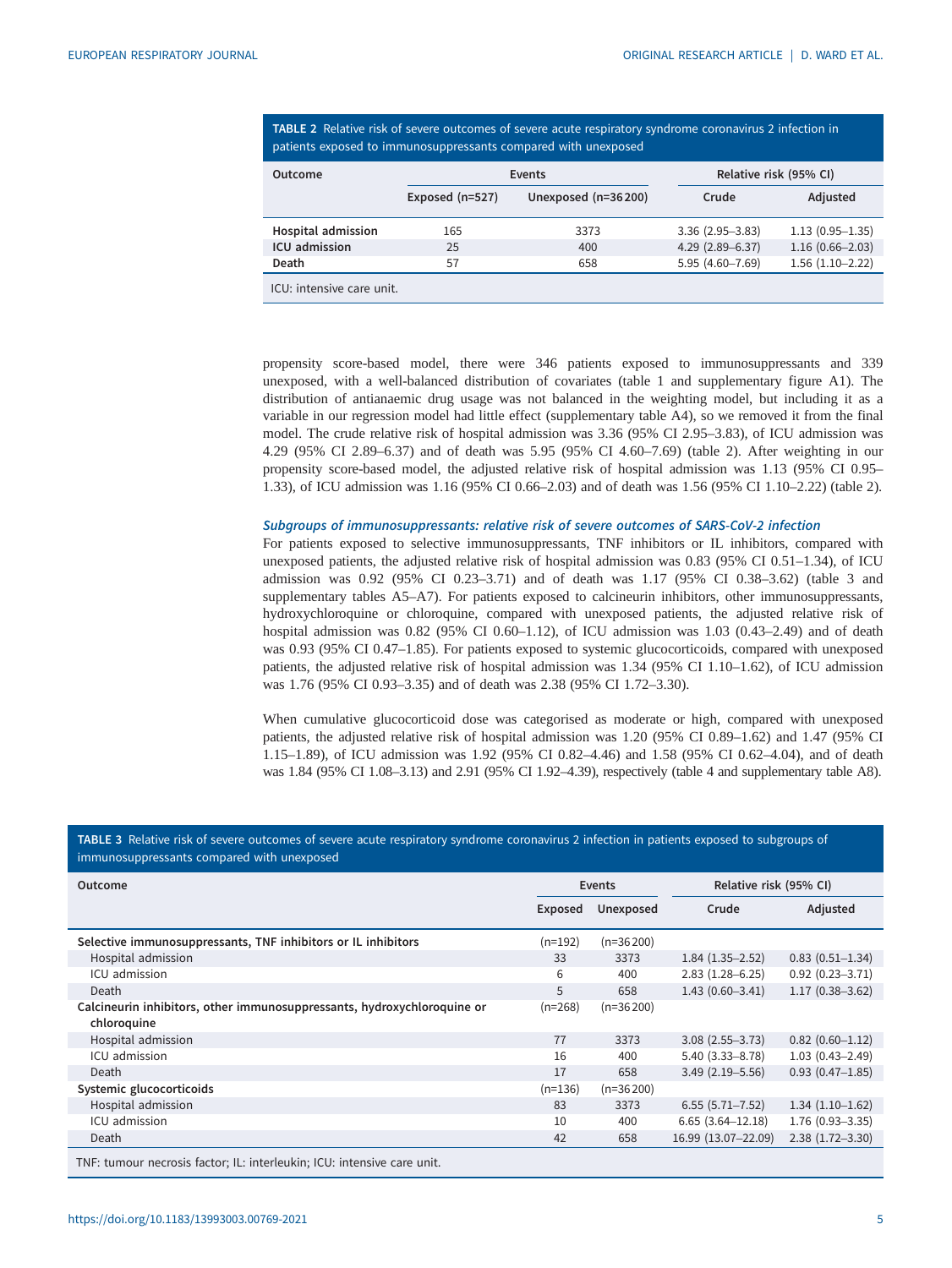**TABLE 2** Relative risk of severe outcomes of severe acute respiratory syndrome coronavirus 2 infection in patients exposed to immunosuppressants compared with unexposed

| Outcome | Events | | Relative risk (95% CI) | |
|---|---|---|---|---|
| | Exposed (n=527) | Unexposed (n=36 200) | Crude | Adjusted |
| **Hospital admission** | 165 | 3373 | 3.36 (2.95–3.83) | 1.13 (0.95–1.35) |
| **ICU admission** | 25 | 400 | 4.29 (2.89–6.37) | 1.16 (0.66–2.03) |
| **Death** | 57 | 658 | 5.95 (4.60–7.69) | 1.56 (1.10–2.22) |

ICU: intensive care unit.

propensity score-based model, there were 346 patients exposed to immunosuppressants and 339 unexposed, with a well-balanced distribution of covariates (table 1 and supplementary figure A1). The distribution of antianaemic drug usage was not balanced in the weighting model, but including it as a variable in our regression model had little effect (supplementary table A4), so we removed it from the final model. The crude relative risk of hospital admission was 3.36 (95% CI 2.95–3.83), of ICU admission was 4.29 (95% CI 2.89–6.37) and of death was 5.95 (95% CI 4.60–7.69) (table 2). After weighting in our propensity score-based model, the adjusted relative risk of hospital admission was 1.13 (95% CI 0.95–1.33), of ICU admission was 1.16 (95% CI 0.66–2.03) and of death was 1.56 (95% CI 1.10–2.22) (table 2).

### *Subgroups of immunosuppressants: relative risk of severe outcomes of SARS-CoV-2 infection*

For patients exposed to selective immunosuppressants, TNF inhibitors or IL inhibitors, compared with unexposed patients, the adjusted relative risk of hospital admission was 0.83 (95% CI 0.51–1.34), of ICU admission was 0.92 (95% CI 0.23–3.71) and of death was 1.17 (95% CI 0.38–3.62) (table 3 and supplementary tables A5–A7). For patients exposed to calcineurin inhibitors, other immunosuppressants, hydroxychloroquine or chloroquine, compared with unexposed patients, the adjusted relative risk of hospital admission was 0.82 (95% CI 0.60–1.12), of ICU admission was 1.03 (0.43–2.49) and of death was 0.93 (95% CI 0.47–1.85). For patients exposed to systemic glucocorticoids, compared with unexposed patients, the adjusted relative risk of hospital admission was 1.34 (95% CI 1.10–1.62), of ICU admission was 1.76 (95% CI 0.93–3.35) and of death was 2.38 (95% CI 1.72–3.30).

When cumulative glucocorticoid dose was categorised as moderate or high, compared with unexposed patients, the adjusted relative risk of hospital admission was 1.20 (95% CI 0.89–1.62) and 1.47 (95% CI 1.15–1.89), of ICU admission was 1.92 (95% CI 0.82–4.46) and 1.58 (95% CI 0.62–4.04), and of death was 1.84 (95% CI 1.08–3.13) and 2.91 (95% CI 1.92–4.39), respectively (table 4 and supplementary table A8).

**TABLE 3** Relative risk of severe outcomes of severe acute respiratory syndrome coronavirus 2 infection in patients exposed to subgroups of immunosuppressants compared with unexposed

| Outcome | Events | | Relative risk (95% CI) | |
|---|---|---|---|---|
| | Exposed | Unexposed | Crude | Adjusted |
| **Selective immunosuppressants, TNF inhibitors or IL inhibitors** | (n=192) | (n=36 200) | | |
| Hospital admission | 33 | 3373 | 1.84 (1.35–2.52) | 0.83 (0.51–1.34) |
| ICU admission | 6 | 400 | 2.83 (1.28–6.25) | 0.92 (0.23–3.71) |
| Death | 5 | 658 | 1.43 (0.60–3.41) | 1.17 (0.38–3.62) |
| **Calcineurin inhibitors, other immunosuppressants, hydroxychloroquine or chloroquine** | (n=268) | (n=36 200) | | |
| Hospital admission | 77 | 3373 | 3.08 (2.55–3.73) | 0.82 (0.60–1.12) |
| ICU admission | 16 | 400 | 5.40 (3.33–8.78) | 1.03 (0.43–2.49) |
| Death | 17 | 658 | 3.49 (2.19–5.56) | 0.93 (0.47–1.85) |
| **Systemic glucocorticoids** | (n=136) | (n=36 200) | | |
| Hospital admission | 83 | 3373 | 6.55 (5.71–7.52) | 1.34 (1.10–1.62) |
| ICU admission | 10 | 400 | 6.65 (3.64–12.18) | 1.76 (0.93–3.35) |
| Death | 42 | 658 | 16.99 (13.07–22.09) | 2.38 (1.72–3.30) |

TNF: tumour necrosis factor; IL: interleukin; ICU: intensive care unit.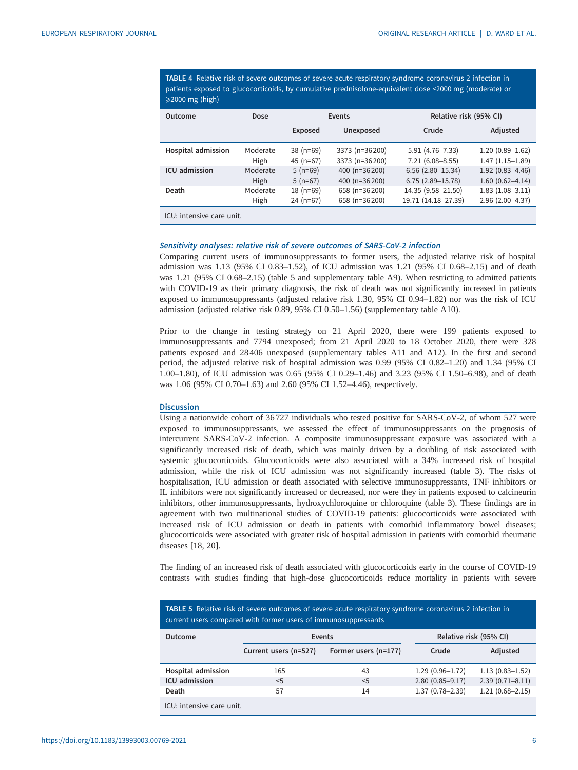**TABLE 4** Relative risk of severe outcomes of severe acute respiratory syndrome coronavirus 2 infection in patients exposed to glucocorticoids, by cumulative prednisolone-equivalent dose <2000 mg (moderate) or ⩾2000 mg (high)

| Outcome | Dose | Events | | Relative risk (95% CI) | |
|---|---|---|---|---|---|
| | | Exposed | Unexposed | Crude | Adjusted |
| **Hospital admission** | Moderate | 38 (n=69) | 3373 (n=36 200) | 5.91 (4.76–7.33) | 1.20 (0.89–1.62) |
| | High | 45 (n=67) | 3373 (n=36 200) | 7.21 (6.08–8.55) | 1.47 (1.15–1.89) |
| **ICU admission** | Moderate | 5 (n=69) | 400 (n=36 200) | 6.56 (2.80–15.34) | 1.92 (0.83–4.46) |
| | High | 5 (n=67) | 400 (n=36 200) | 6.75 (2.89–15.78) | 1.60 (0.62–4.14) |
| **Death** | Moderate | 18 (n=69) | 658 (n=36 200) | 14.35 (9.58–21.50) | 1.83 (1.08–3.11) |
| | High | 24 (n=67) | 658 (n=36 200) | 19.71 (14.18–27.39) | 2.96 (2.00–4.37) |

ICU: intensive care unit.

### *Sensitivity analyses: relative risk of severe outcomes of SARS-CoV-2 infection*

Comparing current users of immunosuppressants to former users, the adjusted relative risk of hospital admission was 1.13 (95% CI 0.83–1.52), of ICU admission was 1.21 (95% CI 0.68–2.15) and of death was 1.21 (95% CI 0.68–2.15) (table 5 and supplementary table A9). When restricting to admitted patients with COVID-19 as their primary diagnosis, the risk of death was not significantly increased in patients exposed to immunosuppressants (adjusted relative risk 1.30, 95% CI 0.94–1.82) nor was the risk of ICU admission (adjusted relative risk 0.89, 95% CI 0.50–1.56) (supplementary table A10).

Prior to the change in testing strategy on 21 April 2020, there were 199 patients exposed to immunosuppressants and 7794 unexposed; from 21 April 2020 to 18 October 2020, there were 328 patients exposed and 28 406 unexposed (supplementary tables A11 and A12). In the first and second period, the adjusted relative risk of hospital admission was 0.99 (95% CI 0.82–1.20) and 1.34 (95% CI 1.00–1.80), of ICU admission was 0.65 (95% CI 0.29–1.46) and 3.23 (95% CI 1.50–6.98), and of death was 1.06 (95% CI 0.70–1.63) and 2.60 (95% CI 1.52–4.46), respectively.

## Discussion

Using a nationwide cohort of 36 727 individuals who tested positive for SARS-CoV-2, of whom 527 were exposed to immunosuppressants, we assessed the effect of immunosuppressants on the prognosis of intercurrent SARS-CoV-2 infection. A composite immunosuppressant exposure was associated with a significantly increased risk of death, which was mainly driven by a doubling of risk associated with systemic glucocorticoids. Glucocorticoids were also associated with a 34% increased risk of hospital admission, while the risk of ICU admission was not significantly increased (table 3). The risks of hospitalisation, ICU admission or death associated with selective immunosuppressants, TNF inhibitors or IL inhibitors were not significantly increased or decreased, nor were they in patients exposed to calcineurin inhibitors, other immunosuppressants, hydroxychloroquine or chloroquine (table 3). These findings are in agreement with two multinational studies of COVID-19 patients: glucocorticoids were associated with increased risk of ICU admission or death in patients with comorbid inflammatory bowel diseases; glucocorticoids were associated with greater risk of hospital admission in patients with comorbid rheumatic diseases [18, 20].

The finding of an increased risk of death associated with glucocorticoids early in the course of COVID-19 contrasts with studies finding that high-dose glucocorticoids reduce mortality in patients with severe

**TABLE 5** Relative risk of severe outcomes of severe acute respiratory syndrome coronavirus 2 infection in current users compared with former users of immunosuppressants

| Outcome | Events | | Relative risk (95% CI) | |
|---|---|---|---|---|
| | Current users (n=527) | Former users (n=177) | Crude | Adjusted |
| **Hospital admission** | 165 | 43 | 1.29 (0.96–1.72) | 1.13 (0.83–1.52) |
| **ICU admission** | <5 | <5 | 2.80 (0.85–9.17) | 2.39 (0.71–8.11) |
| **Death** | 57 | 14 | 1.37 (0.78–2.39) | 1.21 (0.68–2.15) |

ICU: intensive care unit.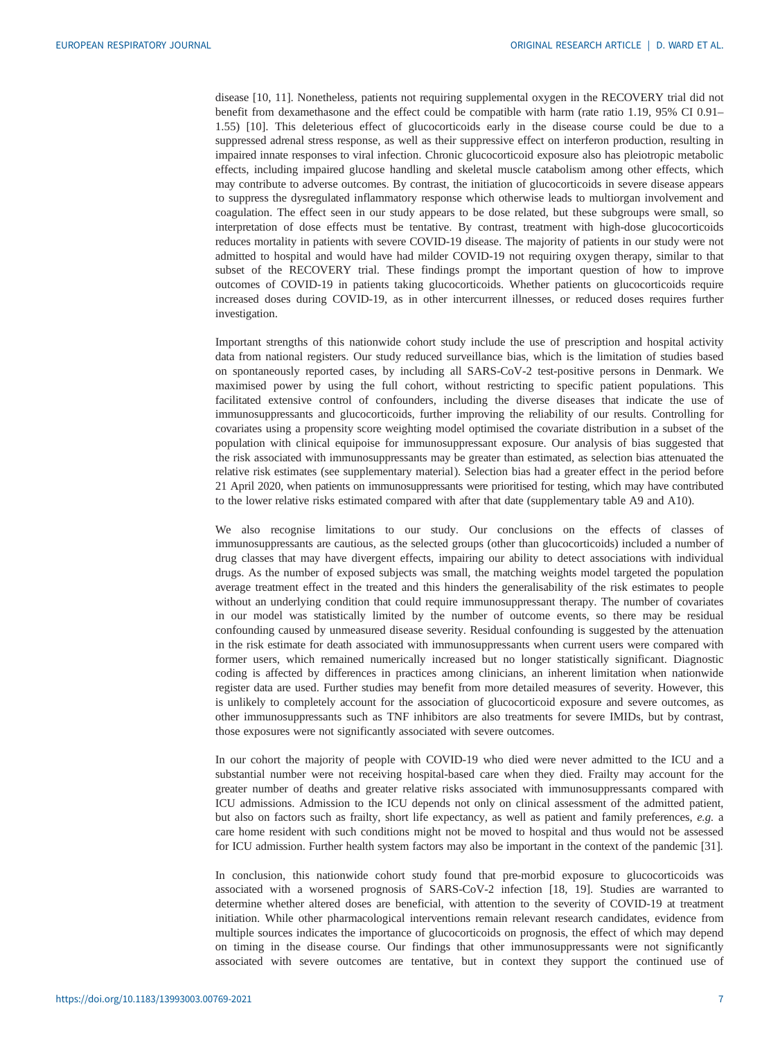disease [10, 11]. Nonetheless, patients not requiring supplemental oxygen in the RECOVERY trial did not benefit from dexamethasone and the effect could be compatible with harm (rate ratio 1.19, 95% CI 0.91–1.55) [10]. This deleterious effect of glucocorticoids early in the disease course could be due to a suppressed adrenal stress response, as well as their suppressive effect on interferon production, resulting in impaired innate responses to viral infection. Chronic glucocorticoid exposure also has pleiotropic metabolic effects, including impaired glucose handling and skeletal muscle catabolism among other effects, which may contribute to adverse outcomes. By contrast, the initiation of glucocorticoids in severe disease appears to suppress the dysregulated inflammatory response which otherwise leads to multiorgan involvement and coagulation. The effect seen in our study appears to be dose related, but these subgroups were small, so interpretation of dose effects must be tentative. By contrast, treatment with high-dose glucocorticoids reduces mortality in patients with severe COVID-19 disease. The majority of patients in our study were not admitted to hospital and would have had milder COVID-19 not requiring oxygen therapy, similar to that subset of the RECOVERY trial. These findings prompt the important question of how to improve outcomes of COVID-19 in patients taking glucocorticoids. Whether patients on glucocorticoids require increased doses during COVID-19, as in other intercurrent illnesses, or reduced doses requires further investigation.

Important strengths of this nationwide cohort study include the use of prescription and hospital activity data from national registers. Our study reduced surveillance bias, which is the limitation of studies based on spontaneously reported cases, by including all SARS-CoV-2 test-positive persons in Denmark. We maximised power by using the full cohort, without restricting to specific patient populations. This facilitated extensive control of confounders, including the diverse diseases that indicate the use of immunosuppressants and glucocorticoids, further improving the reliability of our results. Controlling for covariates using a propensity score weighting model optimised the covariate distribution in a subset of the population with clinical equipoise for immunosuppressant exposure. Our analysis of bias suggested that the risk associated with immunosuppressants may be greater than estimated, as selection bias attenuated the relative risk estimates (see supplementary material). Selection bias had a greater effect in the period before 21 April 2020, when patients on immunosuppressants were prioritised for testing, which may have contributed to the lower relative risks estimated compared with after that date (supplementary table A9 and A10).

We also recognise limitations to our study. Our conclusions on the effects of classes of immunosuppressants are cautious, as the selected groups (other than glucocorticoids) included a number of drug classes that may have divergent effects, impairing our ability to detect associations with individual drugs. As the number of exposed subjects was small, the matching weights model targeted the population average treatment effect in the treated and this hinders the generalisability of the risk estimates to people without an underlying condition that could require immunosuppressant therapy. The number of covariates in our model was statistically limited by the number of outcome events, so there may be residual confounding caused by unmeasured disease severity. Residual confounding is suggested by the attenuation in the risk estimate for death associated with immunosuppressants when current users were compared with former users, which remained numerically increased but no longer statistically significant. Diagnostic coding is affected by differences in practices among clinicians, an inherent limitation when nationwide register data are used. Further studies may benefit from more detailed measures of severity. However, this is unlikely to completely account for the association of glucocorticoid exposure and severe outcomes, as other immunosuppressants such as TNF inhibitors are also treatments for severe IMIDs, but by contrast, those exposures were not significantly associated with severe outcomes.

In our cohort the majority of people with COVID-19 who died were never admitted to the ICU and a substantial number were not receiving hospital-based care when they died. Frailty may account for the greater number of deaths and greater relative risks associated with immunosuppressants compared with ICU admissions. Admission to the ICU depends not only on clinical assessment of the admitted patient, but also on factors such as frailty, short life expectancy, as well as patient and family preferences, *e.g.* a care home resident with such conditions might not be moved to hospital and thus would not be assessed for ICU admission. Further health system factors may also be important in the context of the pandemic [31].

In conclusion, this nationwide cohort study found that pre-morbid exposure to glucocorticoids was associated with a worsened prognosis of SARS-CoV-2 infection [18, 19]. Studies are warranted to determine whether altered doses are beneficial, with attention to the severity of COVID-19 at treatment initiation. While other pharmacological interventions remain relevant research candidates, evidence from multiple sources indicates the importance of glucocorticoids on prognosis, the effect of which may depend on timing in the disease course. Our findings that other immunosuppressants were not significantly associated with severe outcomes are tentative, but in context they support the continued use of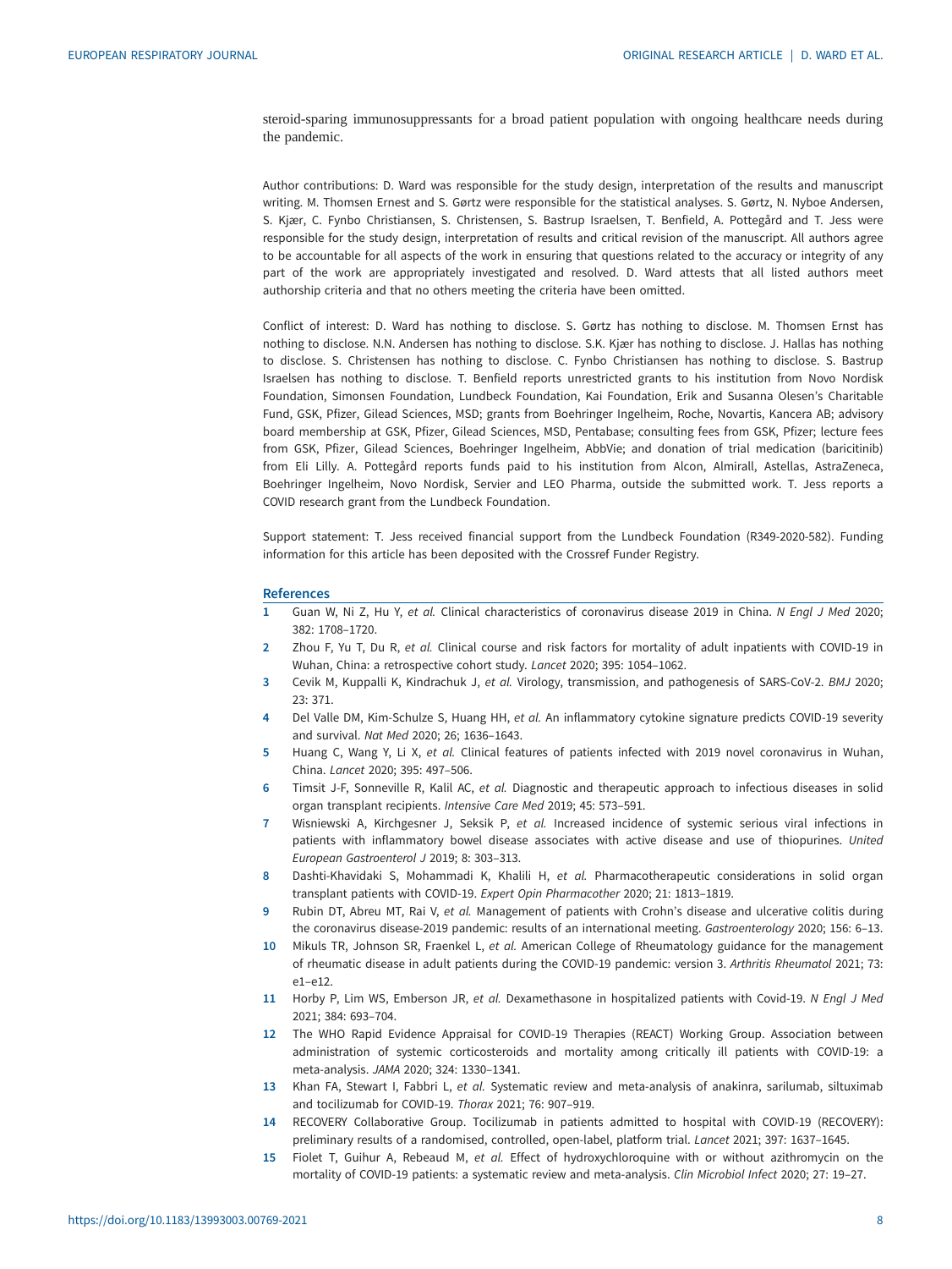steroid-sparing immunosuppressants for a broad patient population with ongoing healthcare needs during the pandemic.

Author contributions: D. Ward was responsible for the study design, interpretation of the results and manuscript writing. M. Thomsen Ernest and S. Gørtz were responsible for the statistical analyses. S. Gørtz, N. Nyboe Andersen, S. Kjær, C. Fynbo Christiansen, S. Christensen, S. Bastrup Israelsen, T. Benfield, A. Pottegård and T. Jess were responsible for the study design, interpretation of results and critical revision of the manuscript. All authors agree to be accountable for all aspects of the work in ensuring that questions related to the accuracy or integrity of any part of the work are appropriately investigated and resolved. D. Ward attests that all listed authors meet authorship criteria and that no others meeting the criteria have been omitted.

Conflict of interest: D. Ward has nothing to disclose. S. Gørtz has nothing to disclose. M. Thomsen Ernst has nothing to disclose. N.N. Andersen has nothing to disclose. S.K. Kjær has nothing to disclose. J. Hallas has nothing to disclose. S. Christensen has nothing to disclose. C. Fynbo Christiansen has nothing to disclose. S. Bastrup Israelsen has nothing to disclose. T. Benfield reports unrestricted grants to his institution from Novo Nordisk Foundation, Simonsen Foundation, Lundbeck Foundation, Kai Foundation, Erik and Susanna Olesen's Charitable Fund, GSK, Pfizer, Gilead Sciences, MSD; grants from Boehringer Ingelheim, Roche, Novartis, Kancera AB; advisory board membership at GSK, Pfizer, Gilead Sciences, MSD, Pentabase; consulting fees from GSK, Pfizer; lecture fees from GSK, Pfizer, Gilead Sciences, Boehringer Ingelheim, AbbVie; and donation of trial medication (baricitinib) from Eli Lilly. A. Pottegård reports funds paid to his institution from Alcon, Almirall, Astellas, AstraZeneca, Boehringer Ingelheim, Novo Nordisk, Servier and LEO Pharma, outside the submitted work. T. Jess reports a COVID research grant from the Lundbeck Foundation.

Support statement: T. Jess received financial support from the Lundbeck Foundation (R349-2020-582). Funding information for this article has been deposited with the Crossref Funder Registry.

## References

1. Guan W, Ni Z, Hu Y, *et al.* Clinical characteristics of coronavirus disease 2019 in China. *N Engl J Med* 2020; 382: 1708–1720.
2. Zhou F, Yu T, Du R, *et al.* Clinical course and risk factors for mortality of adult inpatients with COVID-19 in Wuhan, China: a retrospective cohort study. *Lancet* 2020; 395: 1054–1062.
3. Cevik M, Kuppalli K, Kindrachuk J, *et al.* Virology, transmission, and pathogenesis of SARS-CoV-2. *BMJ* 2020; 23: 371.
4. Del Valle DM, Kim-Schulze S, Huang HH, *et al.* An inflammatory cytokine signature predicts COVID-19 severity and survival. *Nat Med* 2020; 26; 1636–1643.
5. Huang C, Wang Y, Li X, *et al.* Clinical features of patients infected with 2019 novel coronavirus in Wuhan, China. *Lancet* 2020; 395: 497–506.
6. Timsit J-F, Sonneville R, Kalil AC, *et al.* Diagnostic and therapeutic approach to infectious diseases in solid organ transplant recipients. *Intensive Care Med* 2019; 45: 573–591.
7. Wisniewski A, Kirchgesner J, Seksik P, *et al.* Increased incidence of systemic serious viral infections in patients with inflammatory bowel disease associates with active disease and use of thiopurines. *United European Gastroenterol J* 2019; 8: 303–313.
8. Dashti-Khavidaki S, Mohammadi K, Khalili H, *et al.* Pharmacotherapeutic considerations in solid organ transplant patients with COVID-19. *Expert Opin Pharmacother* 2020; 21: 1813–1819.
9. Rubin DT, Abreu MT, Rai V, *et al.* Management of patients with Crohn's disease and ulcerative colitis during the coronavirus disease-2019 pandemic: results of an international meeting. *Gastroenterology* 2020; 156: 6–13.
10. Mikuls TR, Johnson SR, Fraenkel L, *et al.* American College of Rheumatology guidance for the management of rheumatic disease in adult patients during the COVID-19 pandemic: version 3. *Arthritis Rheumatol* 2021; 73: e1–e12.
11. Horby P, Lim WS, Emberson JR, *et al.* Dexamethasone in hospitalized patients with Covid-19. *N Engl J Med* 2021; 384: 693–704.
12. The WHO Rapid Evidence Appraisal for COVID-19 Therapies (REACT) Working Group. Association between administration of systemic corticosteroids and mortality among critically ill patients with COVID-19: a meta-analysis. *JAMA* 2020; 324: 1330–1341.
13. Khan FA, Stewart I, Fabbri L, *et al.* Systematic review and meta-analysis of anakinra, sarilumab, siltuximab and tocilizumab for COVID-19. *Thorax* 2021; 76: 907–919.
14. RECOVERY Collaborative Group. Tocilizumab in patients admitted to hospital with COVID-19 (RECOVERY): preliminary results of a randomised, controlled, open-label, platform trial. *Lancet* 2021; 397: 1637–1645.
15. Fiolet T, Guihur A, Rebeaud M, *et al.* Effect of hydroxychloroquine with or without azithromycin on the mortality of COVID-19 patients: a systematic review and meta-analysis. *Clin Microbiol Infect* 2020; 27: 19–27.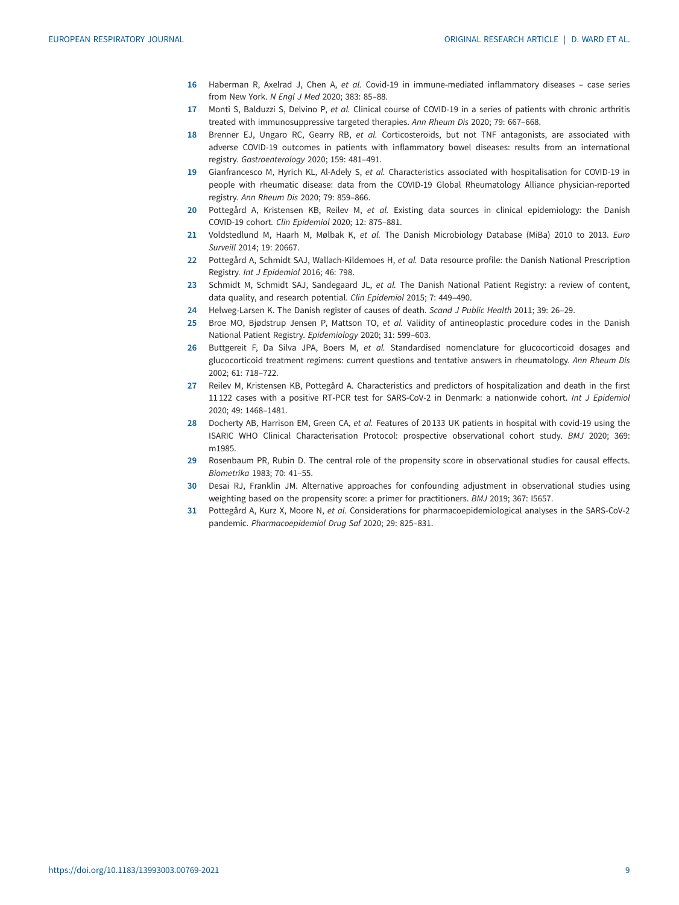16 Haberman R, Axelrad J, Chen A, *et al.* Covid-19 in immune-mediated inflammatory diseases – case series from New York. *N Engl J Med* 2020; 383: 85–88.

17 Monti S, Balduzzi S, Delvino P, *et al.* Clinical course of COVID-19 in a series of patients with chronic arthritis treated with immunosuppressive targeted therapies. *Ann Rheum Dis* 2020; 79: 667–668.

18 Brenner EJ, Ungaro RC, Gearry RB, *et al.* Corticosteroids, but not TNF antagonists, are associated with adverse COVID-19 outcomes in patients with inflammatory bowel diseases: results from an international registry. *Gastroenterology* 2020; 159: 481–491.

19 Gianfrancesco M, Hyrich KL, Al-Adely S, *et al.* Characteristics associated with hospitalisation for COVID-19 in people with rheumatic disease: data from the COVID-19 Global Rheumatology Alliance physician-reported registry. *Ann Rheum Dis* 2020; 79: 859–866.

20 Pottegård A, Kristensen KB, Reilev M, *et al.* Existing data sources in clinical epidemiology: the Danish COVID-19 cohort. *Clin Epidemiol* 2020; 12: 875–881.

21 Voldstedlund M, Haarh M, Mølbak K, *et al.* The Danish Microbiology Database (MiBa) 2010 to 2013. *Euro Surveill* 2014; 19: 20667.

22 Pottegård A, Schmidt SAJ, Wallach-Kildemoes H, *et al.* Data resource profile: the Danish National Prescription Registry. *Int J Epidemiol* 2016; 46: 798.

23 Schmidt M, Schmidt SAJ, Sandegaard JL, *et al.* The Danish National Patient Registry: a review of content, data quality, and research potential. *Clin Epidemiol* 2015; 7: 449–490.

24 Helweg-Larsen K. The Danish register of causes of death. *Scand J Public Health* 2011; 39: 26–29.

25 Broe MO, Bjødstrup Jensen P, Mattson TO, *et al.* Validity of antineoplastic procedure codes in the Danish National Patient Registry. *Epidemiology* 2020; 31: 599–603.

26 Buttgereit F, Da Silva JPA, Boers M, *et al.* Standardised nomenclature for glucocorticoid dosages and glucocorticoid treatment regimens: current questions and tentative answers in rheumatology. *Ann Rheum Dis* 2002; 61: 718–722.

27 Reilev M, Kristensen KB, Pottegård A. Characteristics and predictors of hospitalization and death in the first 11 122 cases with a positive RT-PCR test for SARS-CoV-2 in Denmark: a nationwide cohort. *Int J Epidemiol* 2020; 49: 1468–1481.

28 Docherty AB, Harrison EM, Green CA, *et al.* Features of 20 133 UK patients in hospital with covid-19 using the ISARIC WHO Clinical Characterisation Protocol: prospective observational cohort study. *BMJ* 2020; 369: m1985.

29 Rosenbaum PR, Rubin D. The central role of the propensity score in observational studies for causal effects. *Biometrika* 1983; 70: 41–55.

30 Desai RJ, Franklin JM. Alternative approaches for confounding adjustment in observational studies using weighting based on the propensity score: a primer for practitioners. *BMJ* 2019; 367: I5657.

31 Pottegård A, Kurz X, Moore N, *et al.* Considerations for pharmacoepidemiological analyses in the SARS-CoV-2 pandemic. *Pharmacoepidemiol Drug Saf* 2020; 29: 825–831.